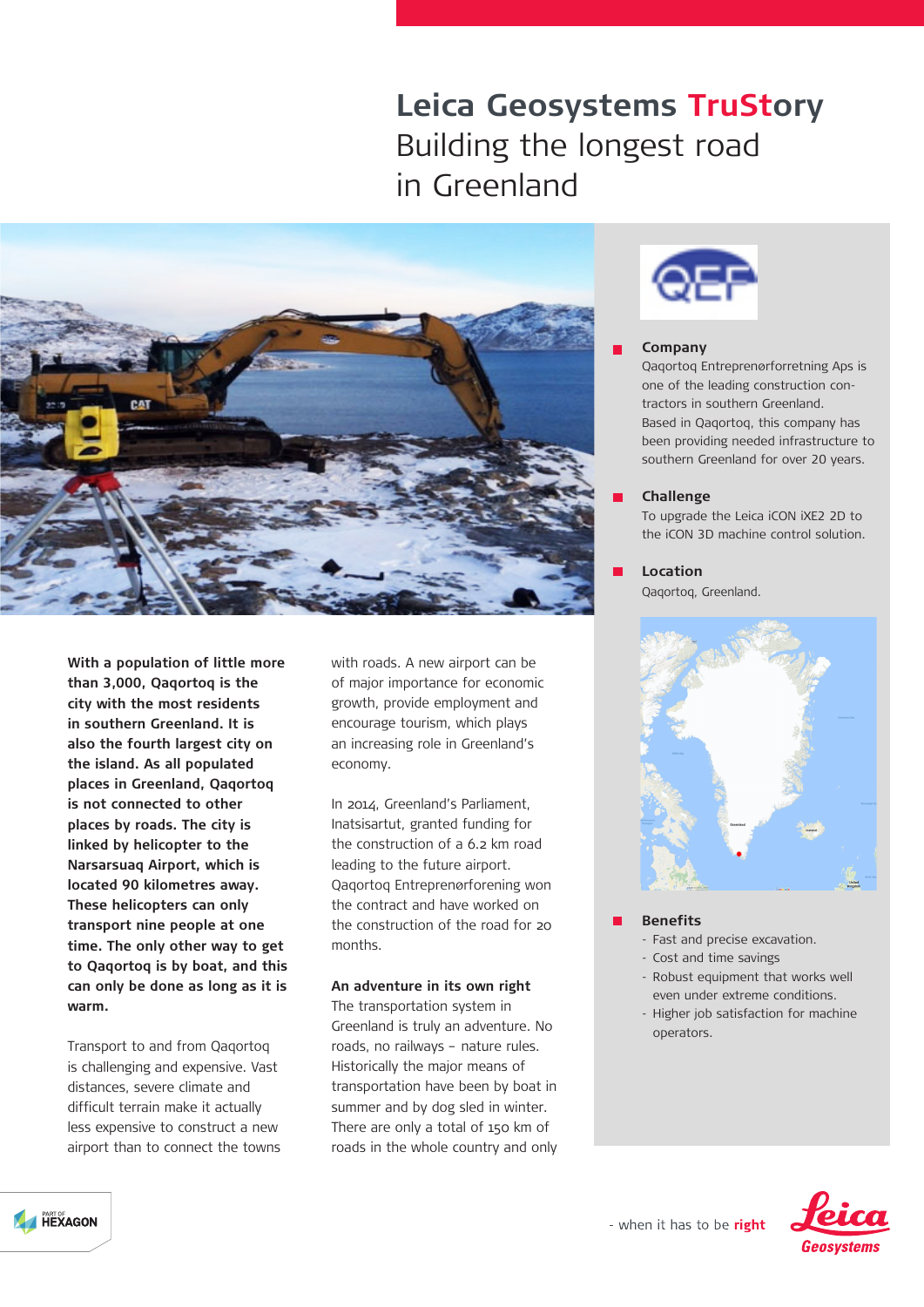# Leica Geosystems TruStory
## Building the longest road in Greenland

**Company**
Qaqortoq Entreprenørforretning Aps is one of the leading construction contractors in southern Greenland.
Based in Qaqortoq, this company has been providing needed infrastructure to southern Greenland for over 20 years.

**Challenge**
To upgrade the Leica iCON iXE2 2D to the iCON 3D machine control solution.

**Location**
Qaqortoq, Greenland.

**Benefits**
- Fast and precise excavation.
- Cost and time savings
- Robust equipment that works well even under extreme conditions.
- Higher job satisfaction for machine operators.

**With a population of little more than 3,000, Qaqortoq is the city with the most residents in southern Greenland. It is also the fourth largest city on the island. As all populated places in Greenland, Qaqortoq is not connected to other places by roads. The city is linked by helicopter to the Narsarsuaq Airport, which is located 90 kilometres away. These helicopters can only transport nine people at one time. The only other way to get to Qaqortoq is by boat, and this can only be done as long as it is warm.**

Transport to and from Qaqortoq is challenging and expensive. Vast distances, severe climate and difficult terrain make it actually less expensive to construct a new airport than to connect the towns with roads. A new airport can be of major importance for economic growth, provide employment and encourage tourism, which plays an increasing role in Greenland's economy.

In 2014, Greenland's Parliament, Inatsisartut, granted funding for the construction of a 6.2 km road leading to the future airport. Qaqortoq Entreprenørforening won the contract and have worked on the construction of the road for 20 months.

**An adventure in its own right**

The transportation system in Greenland is truly an adventure. No roads, no railways – nature rules. Historically the major means of transportation have been by boat in summer and by dog sled in winter. There are only a total of 150 km of roads in the whole country and only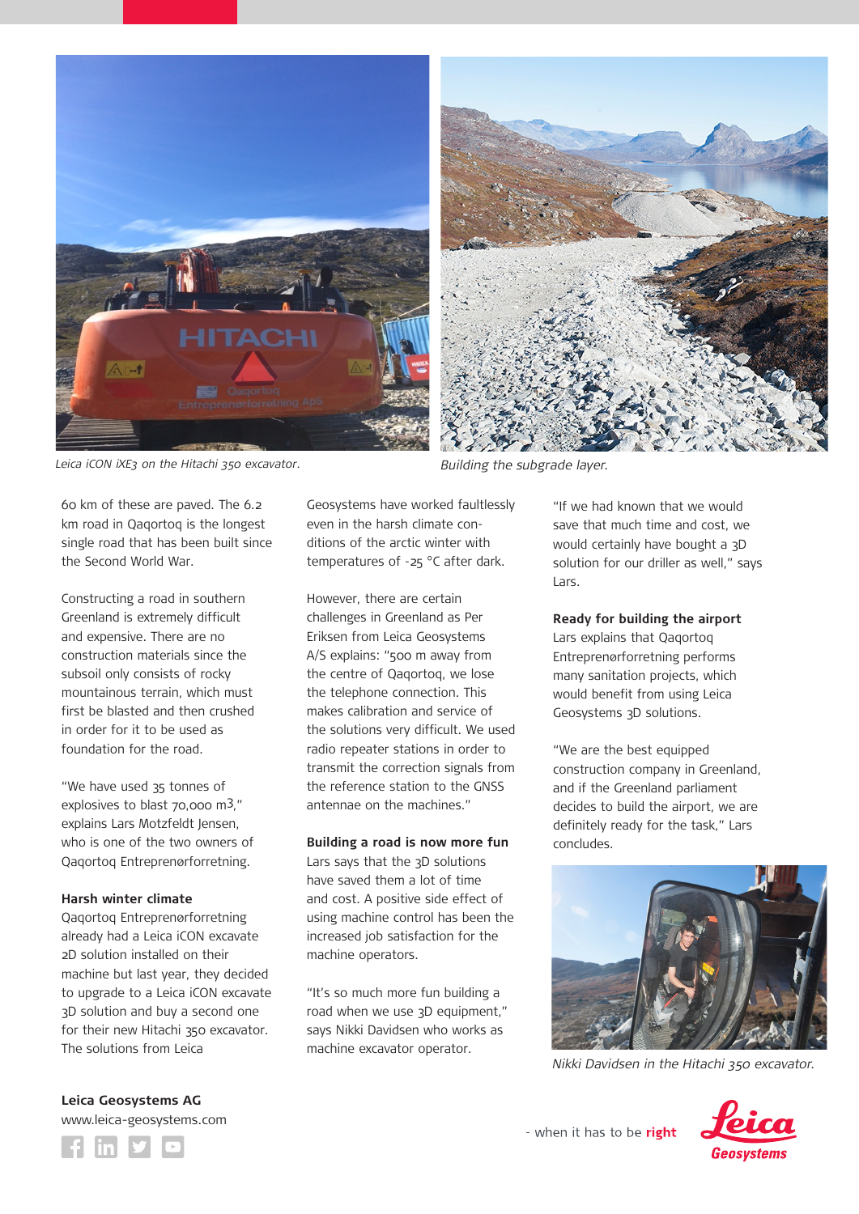*Leica iCON iXE3 on the Hitachi 350 excavator.*

*Building the subgrade layer.*

60 km of these are paved. The 6.2 km road in Qaqortoq is the longest single road that has been built since the Second World War.

Constructing a road in southern Greenland is extremely difficult and expensive. There are no construction materials since the subsoil only consists of rocky mountainous terrain, which must first be blasted and then crushed in order for it to be used as foundation for the road.

"We have used 35 tonnes of explosives to blast 70,000 m3," explains Lars Motzfeldt Jensen, who is one of the two owners of Qaqortoq Entreprenørforretning.

**Harsh winter climate**

Qaqortoq Entreprenørforretning already had a Leica iCON excavate 2D solution installed on their machine but last year, they decided to upgrade to a Leica iCON excavate 3D solution and buy a second one for their new Hitachi 350 excavator. The solutions from Leica Geosystems have worked faultlessly even in the harsh climate conditions of the arctic winter with temperatures of -25 °C after dark.

However, there are certain challenges in Greenland as Per Eriksen from Leica Geosystems A/S explains: "500 m away from the centre of Qaqortoq, we lose the telephone connection. This makes calibration and service of the solutions very difficult. We used radio repeater stations in order to transmit the correction signals from the reference station to the GNSS antennae on the machines."

**Building a road is now more fun**

Lars says that the 3D solutions have saved them a lot of time and cost. A positive side effect of using machine control has been the increased job satisfaction for the machine operators.

"It's so much more fun building a road when we use 3D equipment," says Nikki Davidsen who works as machine excavator operator.

"If we had known that we would save that much time and cost, we would certainly have bought a 3D solution for our driller as well," says Lars.

**Ready for building the airport**

Lars explains that Qaqortoq Entreprenørforretning performs many sanitation projects, which would benefit from using Leica Geosystems 3D solutions.

"We are the best equipped construction company in Greenland, and if the Greenland parliament decides to build the airport, we are definitely ready for the task," Lars concludes.

*Nikki Davidsen in the Hitachi 350 excavator.*

**Leica Geosystems AG**
www.leica-geosystems.com

- when it has to be **right**

Leica Geosystems